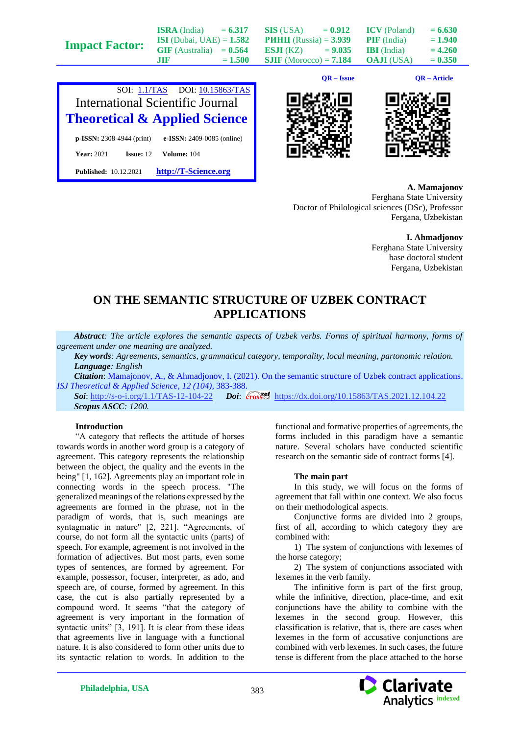| Impact Factor: | ISRA (India) = 6.317 | SIS (USA) = 0.912 | ICV (Poland) = 6.630 |
|---|---|---|---|
| | ISI (Dubai, UAE) = 1.582 | РИНЦ (Russia) = 3.939 | PIF (India) = 1.940 |
| | GIF (Australia) = 0.564 | ESJI (KZ) = 9.035 | IBI (India) = 4.260 |
| | JIF = 1.500 | SJIF (Morocco) = 7.184 | OAJI (USA) = 0.350 |

SOI: 1.1/TAS DOI: 10.15863/TAS

International Scientific Journal

**Theoretical & Applied Science**

**p-ISSN:** 2308-4944 (print) **e-ISSN:** 2409-0085 (online)

**Year:** 2021 **Issue:** 12 **Volume:** 104

**Published:** 10.12.2021 **http://T-Science.org**

QR – Issue QR – Article

**A. Mamajonov**
Ferghana State University
Doctor of Philological sciences (DSc), Professor
Fergana, Uzbekistan

**I. Ahmadjonov**
Ferghana State University
base doctoral student
Fergana, Uzbekistan

# ON THE SEMANTIC STRUCTURE OF UZBEK CONTRACT APPLICATIONS

***Abstract****: The article explores the semantic aspects of Uzbek verbs. Forms of spiritual harmony, forms of agreement under one meaning are analyzed.*

***Key words****: Agreements, semantics, grammatical category, temporality, local meaning, partonomic relation.*

***Language****: English*

***Citation****:* Mamajonov, A., & Ahmadjonov, I. (2021). On the semantic structure of Uzbek contract applications. *ISJ Theoretical & Applied Science, 12 (104)*, 383-388.

***Soi***: http://s-o-i.org/1.1/TAS-12-104-22 ***Doi***: https://dx.doi.org/10.15863/TAS.2021.12.104.22

***Scopus ASCC****: 1200.*

## Introduction

"A category that reflects the attitude of horses towards words in another word group is a category of agreement. This category represents the relationship between the object, the quality and the events in the being" [1, 162]. Agreements play an important role in connecting words in the speech process. "The generalized meanings of the relations expressed by the agreements are formed in the phrase, not in the paradigm of words, that is, such meanings are syntagmatic in nature" [2, 221]. "Agreements, of course, do not form all the syntactic units (parts) of speech. For example, agreement is not involved in the formation of adjectives. But most parts, even some types of sentences, are formed by agreement. For example, possessor, focuser, interpreter, as ado, and speech are, of course, formed by agreement. In this case, the cut is also partially represented by a compound word. It seems "that the category of agreement is very important in the formation of syntactic units" [3, 191]. It is clear from these ideas that agreements live in language with a functional nature. It is also considered to form other units due to its syntactic relation to words. In addition to the functional and formative properties of agreements, the forms included in this paradigm have a semantic nature. Several scholars have conducted scientific research on the semantic side of contract forms [4].

## The main part

In this study, we will focus on the forms of agreement that fall within one context. We also focus on their methodological aspects.

Conjunctive forms are divided into 2 groups, first of all, according to which category they are combined with:

1) The system of conjunctions with lexemes of the horse category;

2) The system of conjunctions associated with lexemes in the verb family.

The infinitive form is part of the first group, while the infinitive, direction, place-time, and exit conjunctions have the ability to combine with lexemes in the second group. However, this classification is relative, that is, there are cases when lexemes in the form of accusative conjunctions are combined with verb lexemes. In such cases, the future tense is different from the place attached to the horse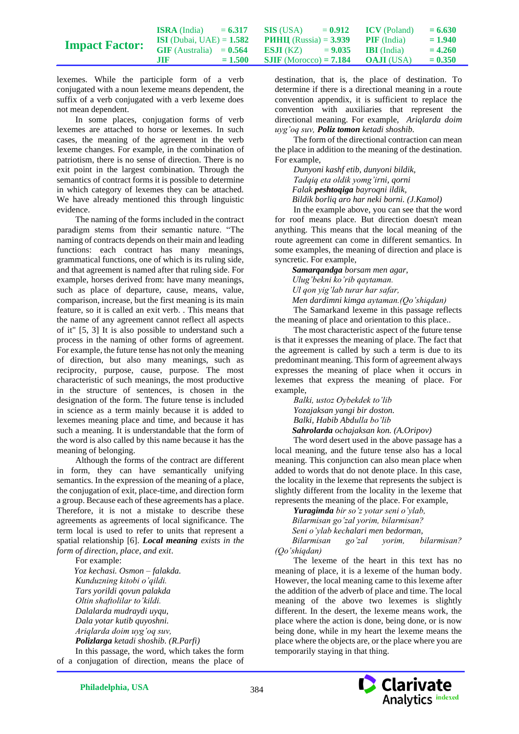lexemes. While the participle form of a verb conjugated with a noun lexeme means dependent, the suffix of a verb conjugated with a verb lexeme does not mean dependent.

In some places, conjugation forms of verb lexemes are attached to horse or lexemes. In such cases, the meaning of the agreement in the verb lexeme changes. For example, in the combination of patriotism, there is no sense of direction. There is no exit point in the largest combination. Through the semantics of contract forms it is possible to determine in which category of lexemes they can be attached. We have already mentioned this through linguistic evidence.

The naming of the forms included in the contract paradigm stems from their semantic nature. "The naming of contracts depends on their main and leading functions: each contract has many meanings, grammatical functions, one of which is its ruling side, and that agreement is named after that ruling side. For example, horses derived from: have many meanings, such as place of departure, cause, means, value, comparison, increase, but the first meaning is its main feature, so it is called an exit verb. . This means that the name of any agreement cannot reflect all aspects of it" [5, 3] It is also possible to understand such a process in the naming of other forms of agreement. For example, the future tense has not only the meaning of direction, but also many meanings, such as reciprocity, purpose, cause, purpose. The most characteristic of such meanings, the most productive in the structure of sentences, is chosen in the designation of the form. The future tense is included in science as a term mainly because it is added to lexemes meaning place and time, and because it has such a meaning. It is understandable that the form of the word is also called by this name because it has the meaning of belonging.

Although the forms of the contract are different in form, they can have semantically unifying semantics. In the expression of the meaning of a place, the conjugation of exit, place-time, and direction form a group. Because each of these agreements has a place. Therefore, it is not a mistake to describe these agreements as agreements of local significance. The term local is used to refer to units that represent a spatial relationship [6]. ***Local meaning*** *exists in the form of direction, place, and exit*.

For example:

*Yoz kechasi. Osmon – falakda.*
*Kunduzning kitobi o'qildi.*
*Tars yorildi qovun palakda*
*Oltin shaftolilar to'kildi.*
*Dalalarda mudraydi uyqu,*
*Dala yotar kutib quyoshni.*
*Ariqlarda doim uyg'oq suv,*
***Polizlarga*** *ketadi shoshib. (R.Parfi)*

In this passage, the word, which takes the form of a conjugation of direction, means the place of destination, that is, the place of destination. To determine if there is a directional meaning in a route convention appendix, it is sufficient to replace the convention with auxiliaries that represent the directional meaning. For example, *Ariqlarda doim uyg'oq suv,* ***Poliz tomon*** *ketadi shoshib.*

The form of the directional contraction can mean the place in addition to the meaning of the destination. For example,

*Dunyoni kashf etib, dunyoni bildik,*
*Tadqiq eta oldik yomg'irni, qorni*
*Falak* ***peshtoqiga*** *bayroqni ildik,*
*Bildik borliq aro har neki borni. (J.Kamol)*

In the example above, you can see that the word for roof means place. But direction doesn't mean anything. This means that the local meaning of the route agreement can come in different semantics. In some examples, the meaning of direction and place is syncretic. For example,

***Samarqandga*** *borsam men agar,*
*Ulug'bekni ko'rib qaytaman.*
*Ul qon yig'lab turar har safar,*
*Men dardimni kimga aytaman.(Qo'shiqdan)*

The Samarkand lexeme in this passage reflects the meaning of place and orientation to this place..

The most characteristic aspect of the future tense is that it expresses the meaning of place. The fact that the agreement is called by such a term is due to its predominant meaning. This form of agreement always expresses the meaning of place when it occurs in lexemes that express the meaning of place. For example,

*Balki, ustoz Oybekdek to'lib*
*Yozajaksan yangi bir doston.*
*Balki, Habib Abdulla bo'lib*
***Sahrolarda*** *ochajaksan kon. (A.Oripov)*

The word desert used in the above passage has a local meaning, and the future tense also has a local meaning. This conjunction can also mean place when added to words that do not denote place. In this case, the locality in the lexeme that represents the subject is slightly different from the locality in the lexeme that represents the meaning of the place. For example,

***Yuragimda*** *bir so'z yotar seni o'ylab,*
*Bilarmisan go'zal yorim, bilarmisan?*
*Seni o'ylab kechalari men bedorman,*
*Bilarmisan go'zal yorim, bilarmisan? (Qo'shiqdan)*

The lexeme of the heart in this text has no meaning of place, it is a lexeme of the human body. However, the local meaning came to this lexeme after the addition of the adverb of place and time. The local meaning of the above two lexemes is slightly different. In the desert, the lexeme means work, the place where the action is done, being done, or is now being done, while in my heart the lexeme means the place where the objects are, or the place where you are temporarily staying in that thing.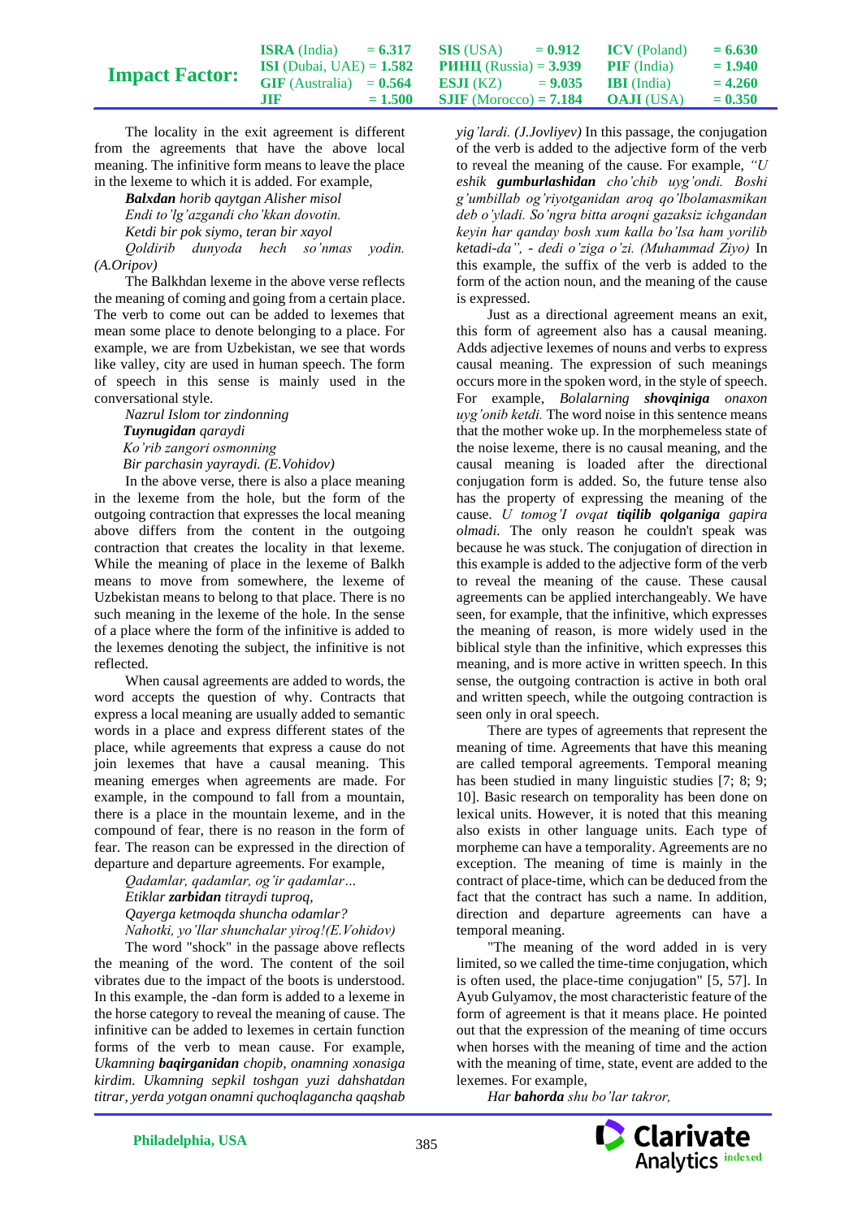The locality in the exit agreement is different from the agreements that have the above local meaning. The infinitive form means to leave the place in the lexeme to which it is added. For example,

*__Balxdan__ horib qaytgan Alisher misol*
*Endi to'lg'azgandi cho'kkan dovotin.*
*Ketdi bir pok siymo, teran bir xayol*
*Qoldirib dunyoda hech so'nmas yodin. (A.Oripov)*

The Balkhdan lexeme in the above verse reflects the meaning of coming and going from a certain place. The verb to come out can be added to lexemes that mean some place to denote belonging to a place. For example, we are from Uzbekistan, we see that words like valley, city are used in human speech. The form of speech in this sense is mainly used in the conversational style.

*Nazrul Islom tor zindonning*
*__Tuynugidan__ qaraydi*
*Ko'rib zangori osmonning*
*Bir parchasin yayraydi. (E.Vohidov)*

In the above verse, there is also a place meaning in the lexeme from the hole, but the form of the outgoing contraction that expresses the local meaning above differs from the content in the outgoing contraction that creates the locality in that lexeme. While the meaning of place in the lexeme of Balkh means to move from somewhere, the lexeme of Uzbekistan means to belong to that place. There is no such meaning in the lexeme of the hole. In the sense of a place where the form of the infinitive is added to the lexemes denoting the subject, the infinitive is not reflected.

When causal agreements are added to words, the word accepts the question of why. Contracts that express a local meaning are usually added to semantic words in a place and express different states of the place, while agreements that express a cause do not join lexemes that have a causal meaning. This meaning emerges when agreements are made. For example, in the compound to fall from a mountain, there is a place in the mountain lexeme, and in the compound of fear, there is no reason in the form of fear. The reason can be expressed in the direction of departure and departure agreements. For example,

*Qadamlar, qadamlar, og'ir qadamlar…*
*Etiklar __zarbidan__ titraydi tuproq,*
*Qayerga ketmoqda shuncha odamlar?*
*Nahotki, yo'llar shunchalar yiroq!(E.Vohidov)*

The word "shock" in the passage above reflects the meaning of the word. The content of the soil vibrates due to the impact of the boots is understood. In this example, the -dan form is added to a lexeme in the horse category to reveal the meaning of cause. The infinitive can be added to lexemes in certain function forms of the verb to mean cause. For example, *Ukamning __baqirganidan__ chopib, onamning xonasiga kirdim. Ukamning sepkil toshgan yuzi dahshatdan titrar, yerda yotgan onamni quchoqlagancha qaqshab yig'lardi. (J.Jovliyev)* In this passage, the conjugation of the verb is added to the adjective form of the verb to reveal the meaning of the cause. For example, *"U eshik __gumburlashidan__ cho'chib uyg'ondi. Boshi g'umbillab og'riyotganidan aroq qo'lbolamasmikan deb o'yladi. So'ngra bitta aroqni gazaksiz ichgandan keyin har qanday bosh xum kalla bo'lsa ham yorilib ketadi-da", - dedi o'ziga o'zi. (Muhammad Ziyo)* In this example, the suffix of the verb is added to the form of the action noun, and the meaning of the cause is expressed.

Just as a directional agreement means an exit, this form of agreement also has a causal meaning. Adds adjective lexemes of nouns and verbs to express causal meaning. The expression of such meanings occurs more in the spoken word, in the style of speech. For example, *Bolalarning __shovqiniga__ onaxon uyg'onib ketdi.* The word noise in this sentence means that the mother woke up. In the morphemeless state of the noise lexeme, there is no causal meaning, and the causal meaning is loaded after the directional conjugation form is added. So, the future tense also has the property of expressing the meaning of the cause. *U tomog'I ovqat __tiqilib qolganiga__ gapira olmadi.* The only reason he couldn't speak was because he was stuck. The conjugation of direction in this example is added to the adjective form of the verb to reveal the meaning of the cause. These causal agreements can be applied interchangeably. We have seen, for example, that the infinitive, which expresses the meaning of reason, is more widely used in the biblical style than the infinitive, which expresses this meaning, and is more active in written speech. In this sense, the outgoing contraction is active in both oral and written speech, while the outgoing contraction is seen only in oral speech.

There are types of agreements that represent the meaning of time. Agreements that have this meaning are called temporal agreements. Temporal meaning has been studied in many linguistic studies [7; 8; 9; 10]. Basic research on temporality has been done on lexical units. However, it is noted that this meaning also exists in other language units. Each type of morpheme can have a temporality. Agreements are no exception. The meaning of time is mainly in the contract of place-time, which can be deduced from the fact that the contract has such a name. In addition, direction and departure agreements can have a temporal meaning.

"The meaning of the word added in is very limited, so we called the time-time conjugation, which is often used, the place-time conjugation" [5, 57]. In Ayub Gulyamov, the most characteristic feature of the form of agreement is that it means place. He pointed out that the expression of the meaning of time occurs when horses with the meaning of time and the action with the meaning of time, state, event are added to the lexemes. For example,

*Har __bahorda__ shu bo'lar takror,*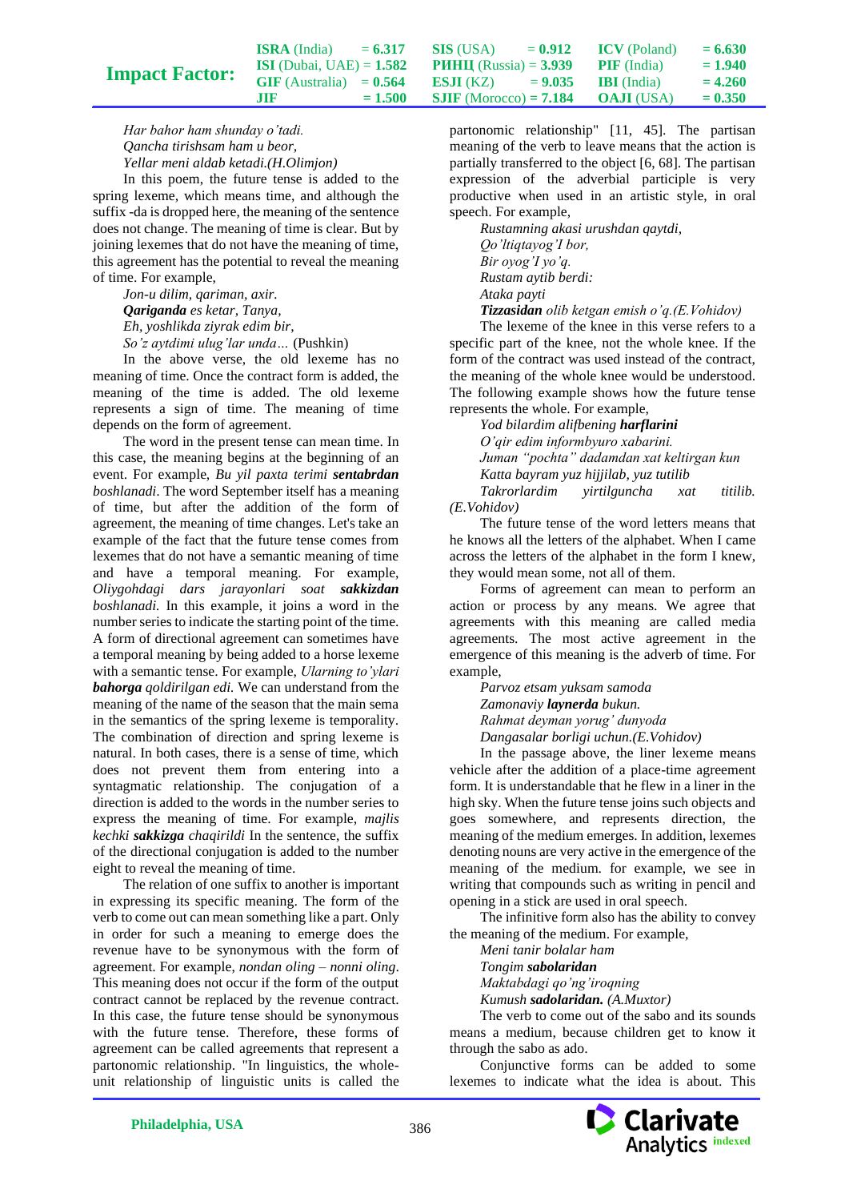*Har bahor ham shunday o'tadi.*
*Qancha tirishsam ham u beor,*
*Yellar meni aldab ketadi.(H.Olimjon)*

In this poem, the future tense is added to the spring lexeme, which means time, and although the suffix -da is dropped here, the meaning of the sentence does not change. The meaning of time is clear. But by joining lexemes that do not have the meaning of time, this agreement has the potential to reveal the meaning of time. For example,

*Jon-u dilim, qariman, axir.*
***Qariganda** es ketar, Tanya,*
*Eh, yoshlikda ziyrak edim bir,*
*So'z aytdimi ulug'lar unda…* (Pushkin)

In the above verse, the old lexeme has no meaning of time. Once the contract form is added, the meaning of the time is added. The old lexeme represents a sign of time. The meaning of time depends on the form of agreement.

The word in the present tense can mean time. In this case, the meaning begins at the beginning of an event. For example, *Bu yil paxta terimi **sentabrdan** boshlanadi*. The word September itself has a meaning of time, but after the addition of the form of agreement, the meaning of time changes. Let's take an example of the fact that the future tense comes from lexemes that do not have a semantic meaning of time and have a temporal meaning. For example, *Oliygohdagi dars jarayonlari soat **sakkizdan** boshlanadi.* In this example, it joins a word in the number series to indicate the starting point of the time. A form of directional agreement can sometimes have a temporal meaning by being added to a horse lexeme with a semantic tense. For example, *Ularning to'ylari **bahorga** qoldirilgan edi.* We can understand from the meaning of the name of the season that the main sema in the semantics of the spring lexeme is temporality. The combination of direction and spring lexeme is natural. In both cases, there is a sense of time, which does not prevent them from entering into a syntagmatic relationship. The conjugation of a direction is added to the words in the number series to express the meaning of time. For example, *majlis kechki **sakkizga** chaqirildi* In the sentence, the suffix of the directional conjugation is added to the number eight to reveal the meaning of time.

The relation of one suffix to another is important in expressing its specific meaning. The form of the verb to come out can mean something like a part. Only in order for such a meaning to emerge does the revenue have to be synonymous with the form of agreement. For example, *nondan oling – nonni oling*. This meaning does not occur if the form of the output contract cannot be replaced by the revenue contract. In this case, the future tense should be synonymous with the future tense. Therefore, these forms of agreement can be called agreements that represent a partonomic relationship. "In linguistics, the whole-unit relationship of linguistic units is called the partonomic relationship" [11, 45]. The partisan meaning of the verb to leave means that the action is partially transferred to the object [6, 68]. The partisan expression of the adverbial participle is very productive when used in an artistic style, in oral speech. For example,

*Rustamning akasi urushdan qaytdi,*
*Qo'ltiqtayog'I bor,*
*Bir oyog'I yo'q.*
*Rustam aytib berdi:*
*Ataka payti*
***Tizzasidan** olib ketgan emish o'q.(E.Vohidov)*

The lexeme of the knee in this verse refers to a specific part of the knee, not the whole knee. If the form of the contract was used instead of the contract, the meaning of the whole knee would be understood. The following example shows how the future tense represents the whole. For example,

*Yod bilardim alifbening **harflarini***
*O'qir edim informbyuro xabarini.*
*Juman "pochta" dadamdan xat keltirgan kun*
*Katta bayram yuz hijjilab, yuz tutilib*
*Takrorlardim yirtilguncha xat titilib.* (E.Vohidov)

The future tense of the word letters means that he knows all the letters of the alphabet. When I came across the letters of the alphabet in the form I knew, they would mean some, not all of them.

Forms of agreement can mean to perform an action or process by any means. We agree that agreements with this meaning are called media agreements. The most active agreement in the emergence of this meaning is the adverb of time. For example,

*Parvoz etsam yuksam samoda*
*Zamonaviy **laynerda** bukun.*
*Rahmat deyman yorug' dunyoda*
*Dangasalar borligi uchun.(E.Vohidov)*

In the passage above, the liner lexeme means vehicle after the addition of a place-time agreement form. It is understandable that he flew in a liner in the high sky. When the future tense joins such objects and goes somewhere, and represents direction, the meaning of the medium emerges. In addition, lexemes denoting nouns are very active in the emergence of the meaning of the medium. for example, we see in writing that compounds such as writing in pencil and opening in a stick are used in oral speech.

The infinitive form also has the ability to convey the meaning of the medium. For example,

*Meni tanir bolalar ham*
*Tongim **sabolaridan***
*Maktabdagi qo'ng'iroqning*
*Kumush **sadolaridan.** (A.Muxtor)*

The verb to come out of the sabo and its sounds means a medium, because children get to know it through the sabo as ado.

Conjunctive forms can be added to some lexemes to indicate what the idea is about. This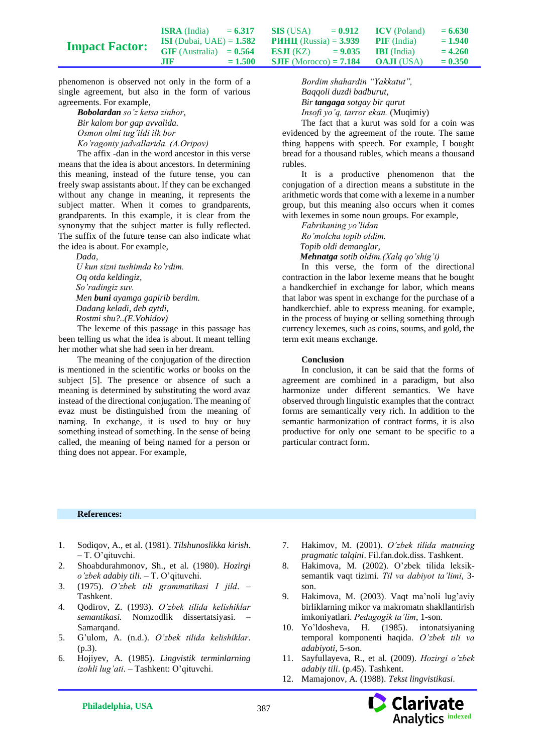phenomenon is observed not only in the form of a single agreement, but also in the form of various agreements. For example,

***Bobolardan** so'z ketsa zinhor,*
*Bir kalom bor gap avvalida.*
*Osmon olmi tug'ildi ilk bor*
*Ko'ragoniy jadvallarida. (A.Oripov)*

The affix -dan in the word ancestor in this verse means that the idea is about ancestors. In determining this meaning, instead of the future tense, you can freely swap assistants about. If they can be exchanged without any change in meaning, it represents the subject matter. When it comes to grandparents, grandparents. In this example, it is clear from the synonymy that the subject matter is fully reflected. The suffix of the future tense can also indicate what the idea is about. For example,

*Dada,*
*U kun sizni tushimda ko'rdim.*
*Oq otda keldingiz,*
*So'radingiz suv.*
*Men **buni** ayamga gapirib berdim.*
*Dadang keladi, deb aytdi,*
*Rostmi shu?..(E.Vohidov)*

The lexeme of this passage in this passage has been telling us what the idea is about. It meant telling her mother what she had seen in her dream.

The meaning of the conjugation of the direction is mentioned in the scientific works or books on the subject [5]. The presence or absence of such a meaning is determined by substituting the word avaz instead of the directional conjugation. The meaning of evaz must be distinguished from the meaning of naming. In exchange, it is used to buy or buy something instead of something. In the sense of being called, the meaning of being named for a person or thing does not appear. For example,

*Bordim shahardin "Yakkatut",*
*Baqqoli duzdi badburut,*
*Bir **tangaga** sotgay bir qurut*
*Insofi yo'q, tarror ekan.* (Muqimiy)

The fact that a kurut was sold for a coin was evidenced by the agreement of the route. The same thing happens with speech. For example, I bought bread for a thousand rubles, which means a thousand rubles.

It is a productive phenomenon that the conjugation of a direction means a substitute in the arithmetic words that come with a lexeme in a number group, but this meaning also occurs when it comes with lexemes in some noun groups. For example,

*Fabrikaning yo'lidan*
*Ro'molcha topib oldim.*
*Topib oldi demanglar,*
***Mehnatga** sotib oldim.(Xalq qo'shig'i)*

In this verse, the form of the directional contraction in the labor lexeme means that he bought a handkerchief in exchange for labor, which means that labor was spent in exchange for the purchase of a handkerchief. able to express meaning. for example, in the process of buying or selling something through currency lexemes, such as coins, soums, and gold, the term exit means exchange.

**Conclusion**

In conclusion, it can be said that the forms of agreement are combined in a paradigm, but also harmonize under different semantics. We have observed through linguistic examples that the contract forms are semantically very rich. In addition to the semantic harmonization of contract forms, it is also productive for only one semant to be specific to a particular contract form.

**References:**

1. Sodiqov, A., et al. (1981). *Tilshunoslikka kirish*. – T. O'qituvchi.
2. Shoabdurahmonov, Sh., et al. (1980). *Hozirgi o'zbek adabiy tili.* – T. O'qituvchi.
3. (1975). *O'zbek tili grammatikasi I jild*. – Tashkent.
4. Qodirov, Z. (1993). *O'zbek tilida kelishiklar semantikasi.* Nomzodlik dissertatsiyasi. – Samarqand.
5. G'ulom, A. (n.d.). *O'zbek tilida kelishiklar*. (p.3).
6. Hojiyev, A. (1985). *Lingvistik terminlarning izohli lug'ati*. – Tashkent: O'qituvchi.
7. Hakimov, M. (2001). *O'zbek tilida matnning pragmatic talqini*. Fil.fan.dok.diss. Tashkent.
8. Hakimova, M. (2002). O'zbek tilida leksik-semantik vaqt tizimi. *Til va dabiyot ta'limi*, 3-son.
9. Hakimova, M. (2003). Vaqt ma'noli lug'aviy birliklarning mikor va makromatn shakllantirish imkoniyatlari. *Pedagogik ta'lim*, 1-son.
10. Yo'ldosheva, H. (1985). intonatsiyaning temporal komponenti haqida. *O'zbek tili va adabiyoti*, 5-son.
11. Sayfullayeva, R., et al. (2009). *Hozirgi o'zbek adabiy tili*. (p.45). Tashkent.
12. Mamajonov, A. (1988). *Tekst lingvistikasi*.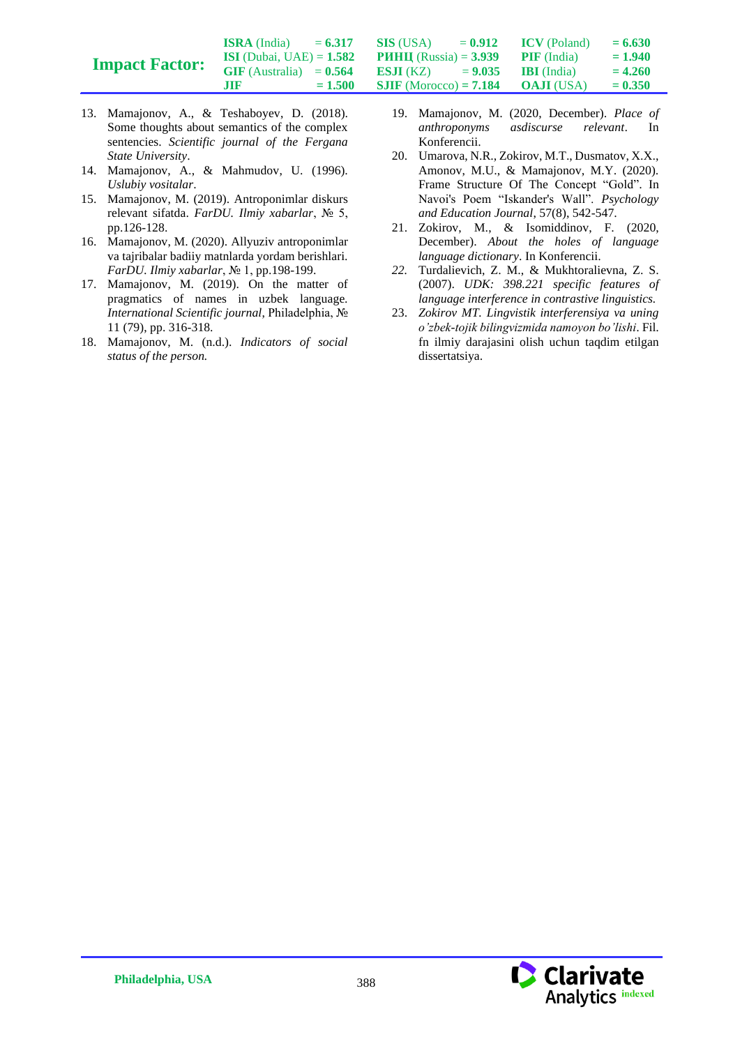13. Mamajonov, A., & Teshaboyev, D. (2018). Some thoughts about semantics of the complex sentencies. *Scientific journal of the Fergana State University*.
14. Mamajonov, A., & Mahmudov, U. (1996). *Uslubiy vositalar*.
15. Mamajonov, M. (2019). Antroponimlar diskurs relevant sifatda. *FarDU. Ilmiy xabarlar*, № 5, pp.126-128.
16. Mamajonov, M. (2020). Allyuziv antroponimlar va tajribalar badiiy matnlarda yordam berishlari. *FarDU. Ilmiy xabarlar*, № 1, pp.198-199.
17. Mamajonov, M. (2019). On the matter of pragmatics of names in uzbek language. *International Scientific journal*, Philadelphia, № 11 (79), pp. 316-318.
18. Mamajonov, M. (n.d.). *Indicators of social status of the person.*
19. Mamajonov, M. (2020, December). *Place of anthroponyms asdiscurse relevant*. In Konferencii.
20. Umarova, N.R., Zokirov, M.T., Dusmatov, X.X., Amonov, M.U., & Mamajonov, M.Y. (2020). Frame Structure Of The Concept "Gold". In Navoi's Poem "Iskander's Wall". *Psychology and Education Journal*, 57(8), 542-547.
21. Zokirov, M., & Isomiddinov, F. (2020, December). *About the holes of language language dictionary*. In Konferencii.
22. Turdalievich, Z. M., & Mukhtoralievna, Z. S. (2007). *UDK: 398.221 specific features of language interference in contrastive linguistics.*
23. *Zokirov MT. Lingvistik interferensiya va uning o'zbek-tojik bilingvizmida namoyon bo'lishi*. Fil. fn ilmiy darajasini olish uchun taqdim etilgan dissertatsiya.